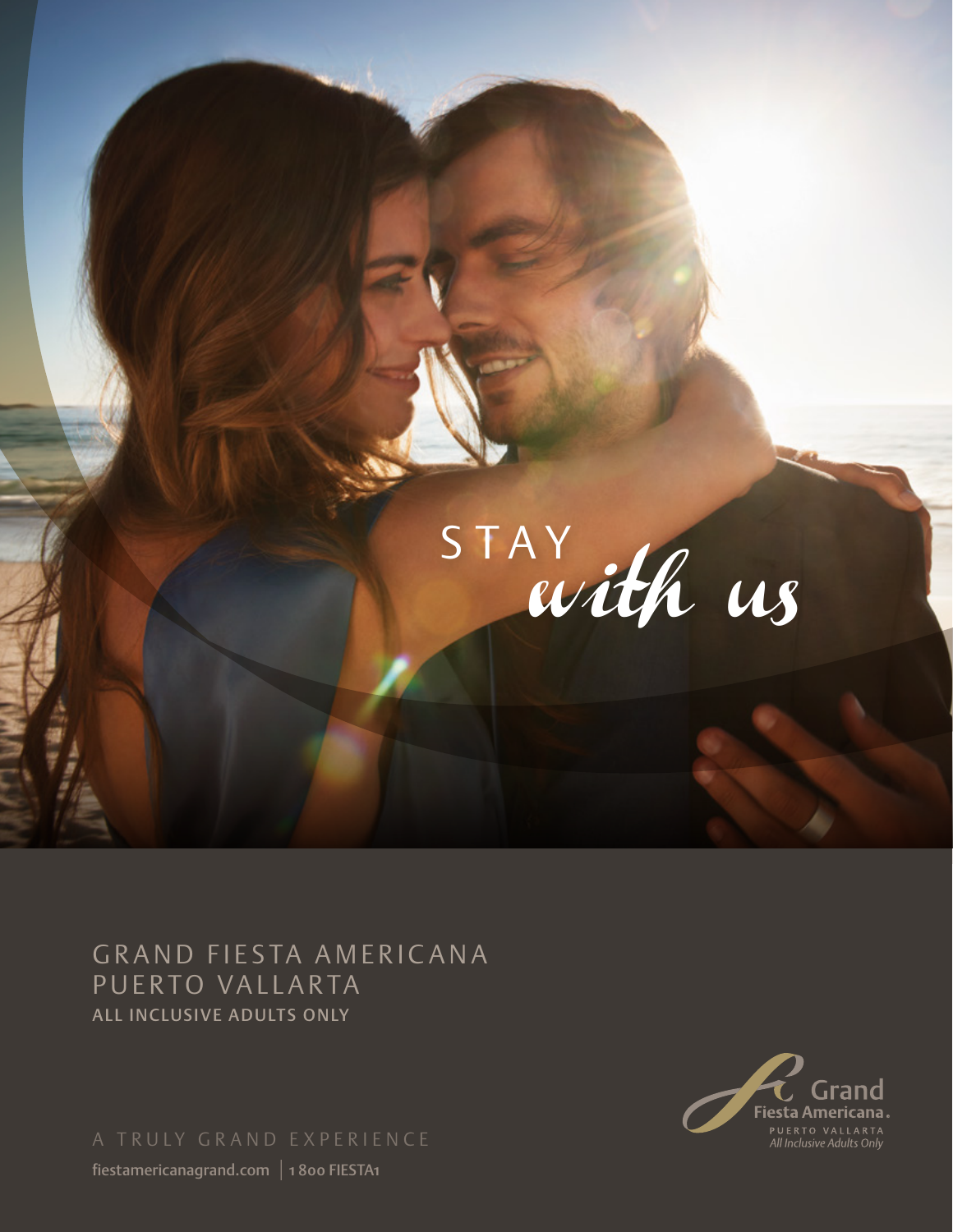STAY *with us*

# GRAND FIESTA AMERICANA PUERTO VALLARTA

**ALL INCLUSIVE ADULTS ONLY**

A TRULY GRAND EXPERIENCE

fiestamericanagrand.com | 1 800 FIESTA1

Grand Fiesta Americana. PUERTO VALLARTA *All Inclusive Adults Only*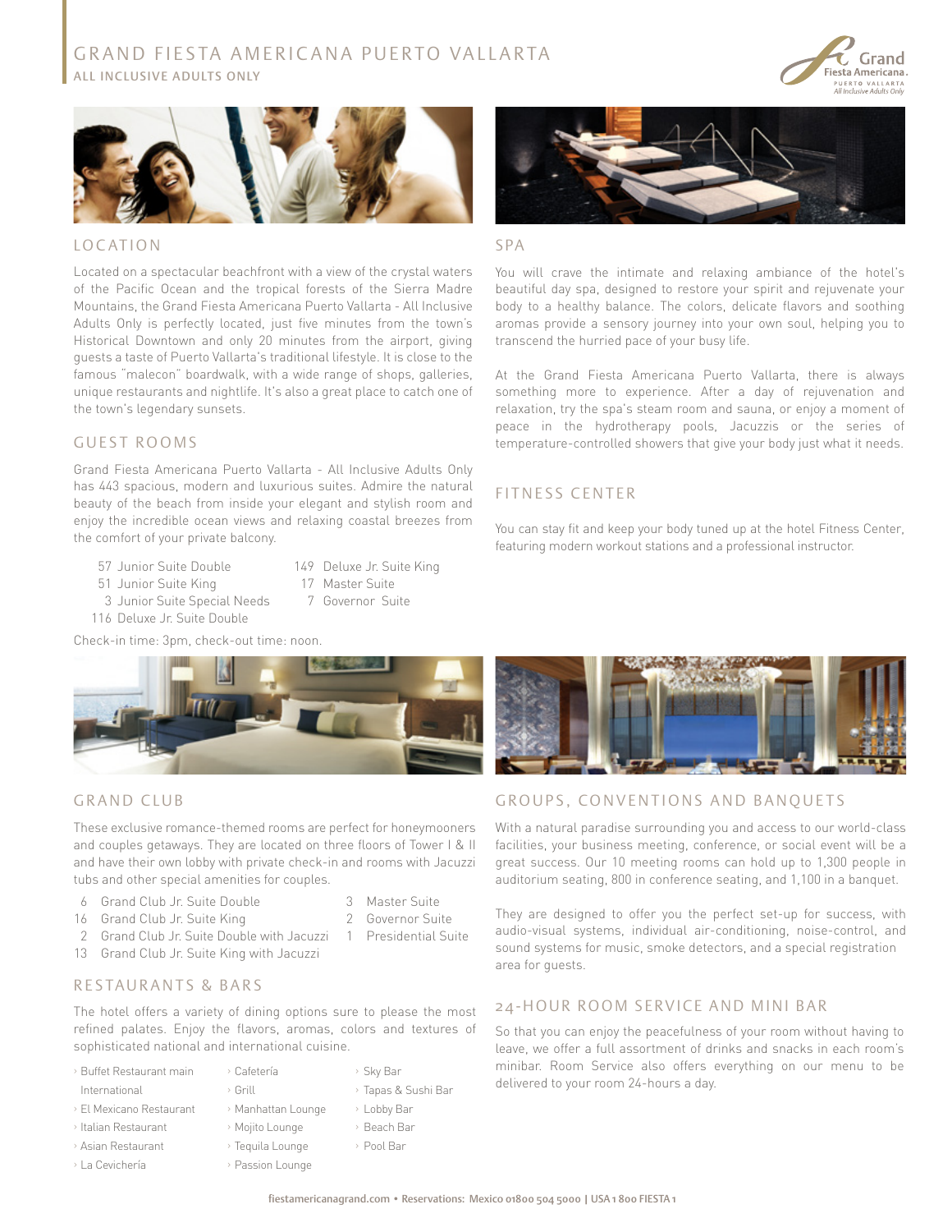# GRAND FIESTA AMERICANA PUERTO VALLARTA

ALL INCLUSIVE ADULTS ONLY

## LOCATION

Located on a spectacular beachfront with a view of the crystal waters of the Pacific Ocean and the tropical forests of the Sierra Madre Mountains, the Grand Fiesta Americana Puerto Vallarta - All Inclusive Adults Only is perfectly located, just five minutes from the town's Historical Downtown and only 20 minutes from the airport, giving guests a taste of Puerto Vallarta's traditional lifestyle. It is close to the famous "malecon" boardwalk, with a wide range of shops, galleries, unique restaurants and nightlife. It's also a great place to catch one of the town's legendary sunsets.

## GUEST ROOMS

Grand Fiesta Americana Puerto Vallarta - All Inclusive Adults Only has 443 spacious, modern and luxurious suites. Admire the natural beauty of the beach from inside your elegant and stylish room and enjoy the incredible ocean views and relaxing coastal breezes from the comfort of your private balcony.

- 57 Junior Suite Double
- 51 Junior Suite King
- 3 Junior Suite Special Needs
- 116 Deluxe Jr. Suite Double
- 149 Deluxe Jr. Suite King
- 17 Master Suite
- 7 Governor Suite

Check-in time: 3pm, check-out time: noon.

## GRAND CLUB

These exclusive romance-themed rooms are perfect for honeymooners and couples getaways. They are located on three floors of Tower I & II and have their own lobby with private check-in and rooms with Jacuzzi tubs and other special amenities for couples.

- 6 Grand Club Jr. Suite Double
- 16 Grand Club Jr. Suite King
- 2 Grand Club Jr. Suite Double with Jacuzzi
- 13 Grand Club Jr. Suite King with Jacuzzi
- 3 Master Suite
- 2 Governor Suite
- 1 Presidential Suite

## RESTAURANTS & BARS

The hotel offers a variety of dining options sure to please the most refined palates. Enjoy the flavors, aromas, colors and textures of sophisticated national and international cuisine.

- Buffet Restaurant main International
- El Mexicano Restaurant
- Italian Restaurant
- Asian Restaurant
- La Cevichería
- Cafetería
- Grill
- Manhattan Lounge
- Mojito Lounge
- Tequila Lounge
- Passion Lounge
- Sky Bar
- Tapas & Sushi Bar
- Lobby Bar
- Beach Bar
- Pool Bar

## SPA

You will crave the intimate and relaxing ambiance of the hotel's beautiful day spa, designed to restore your spirit and rejuvenate your body to a healthy balance. The colors, delicate flavors and soothing aromas provide a sensory journey into your own soul, helping you to transcend the hurried pace of your busy life.

At the Grand Fiesta Americana Puerto Vallarta, there is always something more to experience. After a day of rejuvenation and relaxation, try the spa's steam room and sauna, or enjoy a moment of peace in the hydrotherapy pools, Jacuzzis or the series of temperature-controlled showers that give your body just what it needs.

## FITNESS CENTER

You can stay fit and keep your body tuned up at the hotel Fitness Center, featuring modern workout stations and a professional instructor.

## GROUPS, CONVENTIONS AND BANQUETS

With a natural paradise surrounding you and access to our world-class facilities, your business meeting, conference, or social event will be a great success. Our 10 meeting rooms can hold up to 1,300 people in auditorium seating, 800 in conference seating, and 1,100 in a banquet.

They are designed to offer you the perfect set-up for success, with audio-visual systems, individual air-conditioning, noise-control, and sound systems for music, smoke detectors, and a special registration area for guests.

## 24-HOUR ROOM SERVICE AND MINI BAR

So that you can enjoy the peacefulness of your room without having to leave, we offer a full assortment of drinks and snacks in each room's minibar. Room Service also offers everything on our menu to be delivered to your room 24-hours a day.

fiestamericanagrand.com • Reservations: Mexico 01800 504 5000 | USA 1 800 FIESTA 1